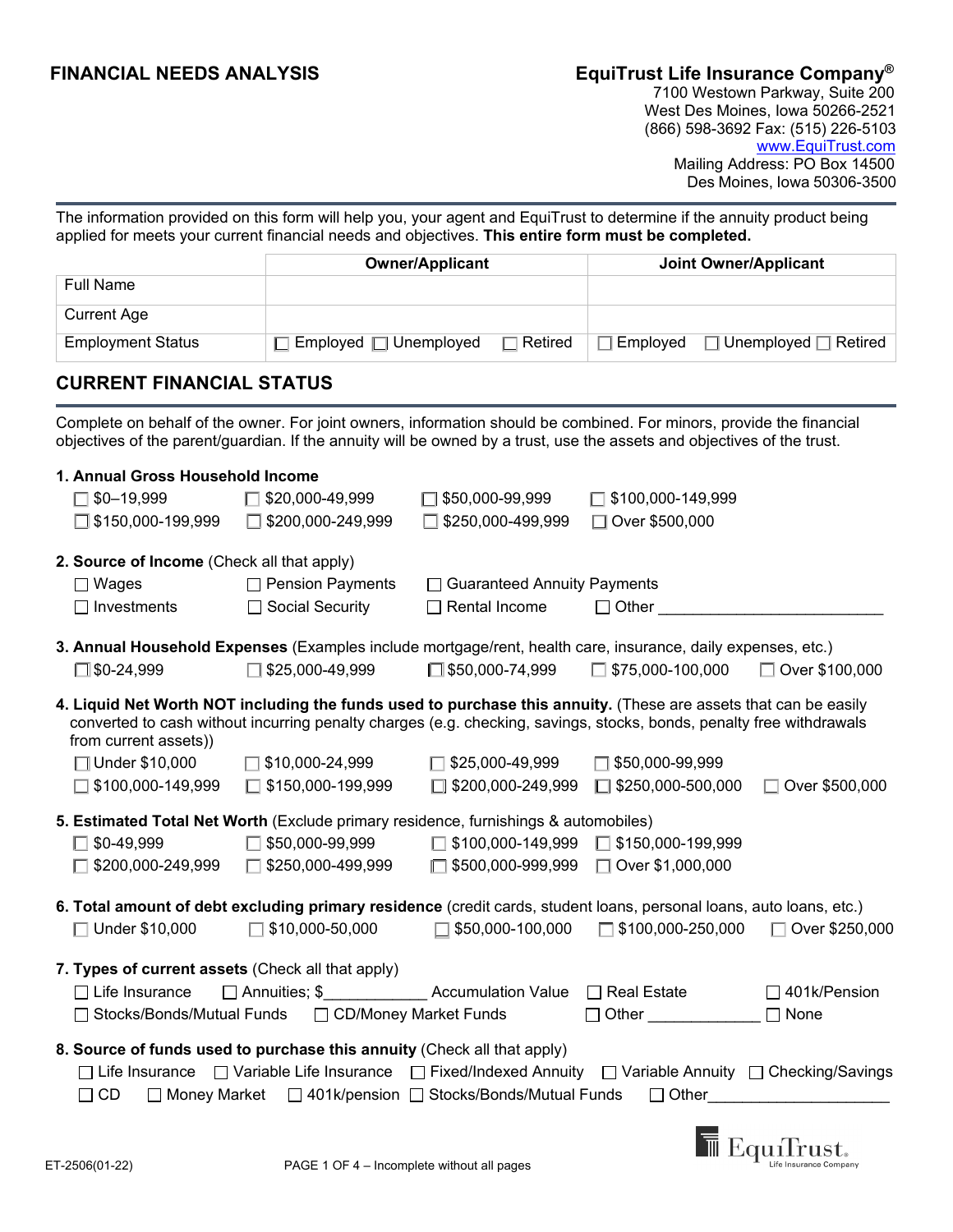# FINANCIAL NEEDS ANALYSIS

**EquiTrust Life Insurance Company®**
7100 Westown Parkway, Suite 200
West Des Moines, Iowa 50266-2521
(866) 598-3692 Fax: (515) 226-5103
www.EquiTrust.com
Mailing Address: PO Box 14500
Des Moines, Iowa 50306-3500

The information provided on this form will help you, your agent and EquiTrust to determine if the annuity product being applied for meets your current financial needs and objectives. **This entire form must be completed.**

| | Owner/Applicant | Joint Owner/Applicant |
|---|---|---|
| Full Name | | |
| Current Age | | |
| Employment Status | ☐ Employed ☐ Unemployed ☐ Retired | ☐ Employed ☐ Unemployed ☐ Retired |

## CURRENT FINANCIAL STATUS

Complete on behalf of the owner. For joint owners, information should be combined. For minors, provide the financial objectives of the parent/guardian. If the annuity will be owned by a trust, use the assets and objectives of the trust.

**1. Annual Gross Household Income**

☐ $0–19,999 ☐ $20,000-49,999 ☐ $50,000-99,999 ☐ $100,000-149,999
☐ $150,000-199,999 ☐ $200,000-249,999 ☐ $250,000-499,999 ☐ Over $500,000

**2. Source of Income** (Check all that apply)

☐ Wages ☐ Pension Payments ☐ Guaranteed Annuity Payments
☐ Investments ☐ Social Security ☐ Rental Income ☐ Other ___________________________

**3. Annual Household Expenses** (Examples include mortgage/rent, health care, insurance, daily expenses, etc.)

☐ $0-24,999 ☐ $25,000-49,999 ☐ $50,000-74,999 ☐ $75,000-100,000 ☐ Over $100,000

**4. Liquid Net Worth NOT including the funds used to purchase this annuity.** (These are assets that can be easily converted to cash without incurring penalty charges (e.g. checking, savings, stocks, bonds, penalty free withdrawals from current assets))

☐ Under $10,000 ☐ $10,000-24,999 ☐ $25,000-49,999 ☐ $50,000-99,999
☐ $100,000-149,999 ☐ $150,000-199,999 ☐ $200,000-249,999 ☐ $250,000-500,000 ☐ Over $500,000

**5. Estimated Total Net Worth** (Exclude primary residence, furnishings & automobiles)

☐ $0-49,999 ☐ $50,000-99,999 ☐ $100,000-149,999 ☐ $150,000-199,999
☐ $200,000-249,999 ☐ $250,000-499,999 ☐ $500,000-999,999 ☐ Over $1,000,000

**6. Total amount of debt excluding primary residence** (credit cards, student loans, personal loans, auto loans, etc.)

☐ Under $10,000 ☐ $10,000-50,000 ☐ $50,000-100,000 ☐ $100,000-250,000 ☐ Over $250,000

**7. Types of current assets** (Check all that apply)

☐ Life Insurance ☐ Annuities; $____________ Accumulation Value ☐ Real Estate ☐ 401k/Pension
☐ Stocks/Bonds/Mutual Funds ☐ CD/Money Market Funds ☐ Other ______________ ☐ None

**8. Source of funds used to purchase this annuity** (Check all that apply)

☐ Life Insurance ☐ Variable Life Insurance ☐ Fixed/Indexed Annuity ☐ Variable Annuity ☐ Checking/Savings
☐ CD ☐ Money Market ☐ 401k/pension ☐ Stocks/Bonds/Mutual Funds ☐ Other______________________

ET-2506(01-22) PAGE 1 OF 4 – Incomplete without all pages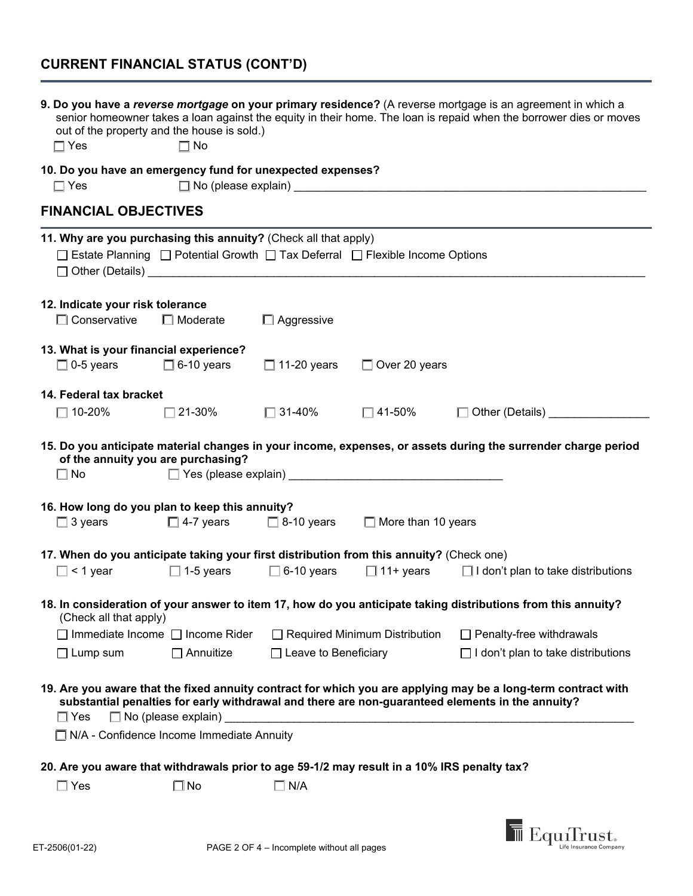## CURRENT FINANCIAL STATUS (CONT'D)

**9. Do you have a *reverse mortgage* on your primary residence?** (A reverse mortgage is an agreement in which a senior homeowner takes a loan against the equity in their home. The loan is repaid when the borrower dies or moves out of the property and the house is sold.)

☐ Yes ☐ No

**10. Do you have an emergency fund for unexpected expenses?**

☐ Yes ☐ No (please explain) ______________________________

## FINANCIAL OBJECTIVES

**11. Why are you purchasing this annuity?** (Check all that apply)

☐ Estate Planning ☐ Potential Growth ☐ Tax Deferral ☐ Flexible Income Options

☐ Other (Details) ______________________________

**12. Indicate your risk tolerance**

☐ Conservative ☐ Moderate ☐ Aggressive

**13. What is your financial experience?**

☐ 0-5 years ☐ 6-10 years ☐ 11-20 years ☐ Over 20 years

**14. Federal tax bracket**

☐ 10-20% ☐ 21-30% ☐ 31-40% ☐ 41-50% ☐ Other (Details) ________________

**15. Do you anticipate material changes in your income, expenses, or assets during the surrender charge period of the annuity you are purchasing?**

☐ No ☐ Yes (please explain) ______________________________

**16. How long do you plan to keep this annuity?**

☐ 3 years ☐ 4-7 years ☐ 8-10 years ☐ More than 10 years

**17. When do you anticipate taking your first distribution from this annuity?** (Check one)

☐ < 1 year ☐ 1-5 years ☐ 6-10 years ☐ 11+ years ☐ I don't plan to take distributions

**18. In consideration of your answer to item 17, how do you anticipate taking distributions from this annuity?** (Check all that apply)

☐ Immediate Income ☐ Income Rider ☐ Required Minimum Distribution ☐ Penalty-free withdrawals

☐ Lump sum ☐ Annuitize ☐ Leave to Beneficiary ☐ I don't plan to take distributions

**19. Are you aware that the fixed annuity contract for which you are applying may be a long-term contract with substantial penalties for early withdrawal and there are non-guaranteed elements in the annuity?**

☐ Yes ☐ No (please explain) ______________________________

☐ N/A - Confidence Income Immediate Annuity

**20. Are you aware that withdrawals prior to age 59-1/2 may result in a 10% IRS penalty tax?**

☐ Yes ☐ No ☐ N/A

ET-2506(01-22)

EquiTrust Life Insurance Company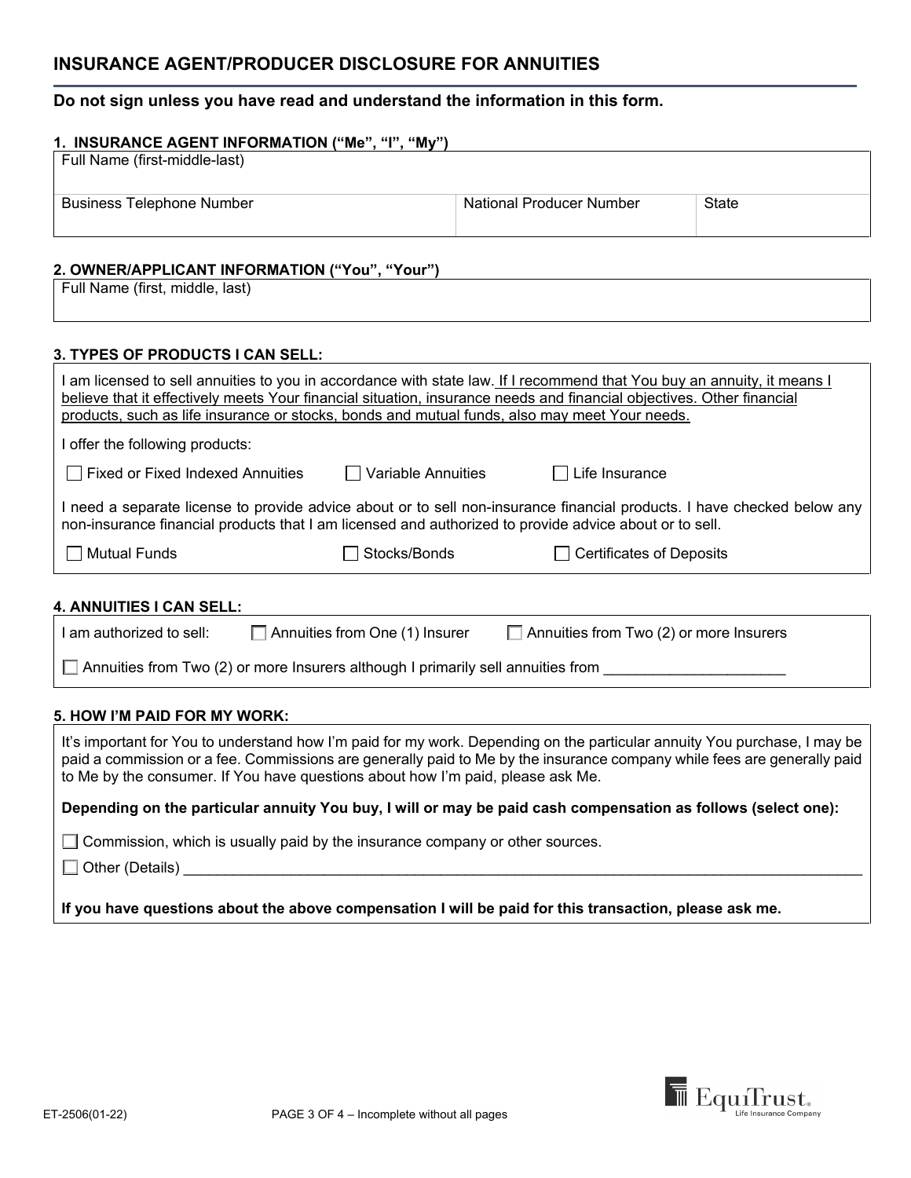## INSURANCE AGENT/PRODUCER DISCLOSURE FOR ANNUITIES

**Do not sign unless you have read and understand the information in this form.**

### 1. INSURANCE AGENT INFORMATION ("Me", "I", "My")

| Full Name (first-middle-last) | | |
|---|---|---|
| Business Telephone Number | National Producer Number | State |

### 2. OWNER/APPLICANT INFORMATION ("You", "Your")

| Full Name (first, middle, last) |
|---|
| |

### 3. TYPES OF PRODUCTS I CAN SELL:

I am licensed to sell annuities to you in accordance with state law. If I recommend that You buy an annuity, it means I believe that it effectively meets Your financial situation, insurance needs and financial objectives. Other financial products, such as life insurance or stocks, bonds and mutual funds, also may meet Your needs.

I offer the following products:

☐ Fixed or Fixed Indexed Annuities ☐ Variable Annuities ☐ Life Insurance

I need a separate license to provide advice about or to sell non-insurance financial products. I have checked below any non-insurance financial products that I am licensed and authorized to provide advice about or to sell.

☐ Mutual Funds ☐ Stocks/Bonds ☐ Certificates of Deposits

### 4. ANNUITIES I CAN SELL:

I am authorized to sell: ☐ Annuities from One (1) Insurer ☐ Annuities from Two (2) or more Insurers

☐ Annuities from Two (2) or more Insurers although I primarily sell annuities from ______________________

### 5. HOW I'M PAID FOR MY WORK:

It's important for You to understand how I'm paid for my work. Depending on the particular annuity You purchase, I may be paid a commission or a fee. Commissions are generally paid to Me by the insurance company while fees are generally paid to Me by the consumer. If You have questions about how I'm paid, please ask Me.

**Depending on the particular annuity You buy, I will or may be paid cash compensation as follows (select one):**

☐ Commission, which is usually paid by the insurance company or other sources.

☐ Other (Details) ______________________________________________________________________________

**If you have questions about the above compensation I will be paid for this transaction, please ask me.**

ET-2506(01-22)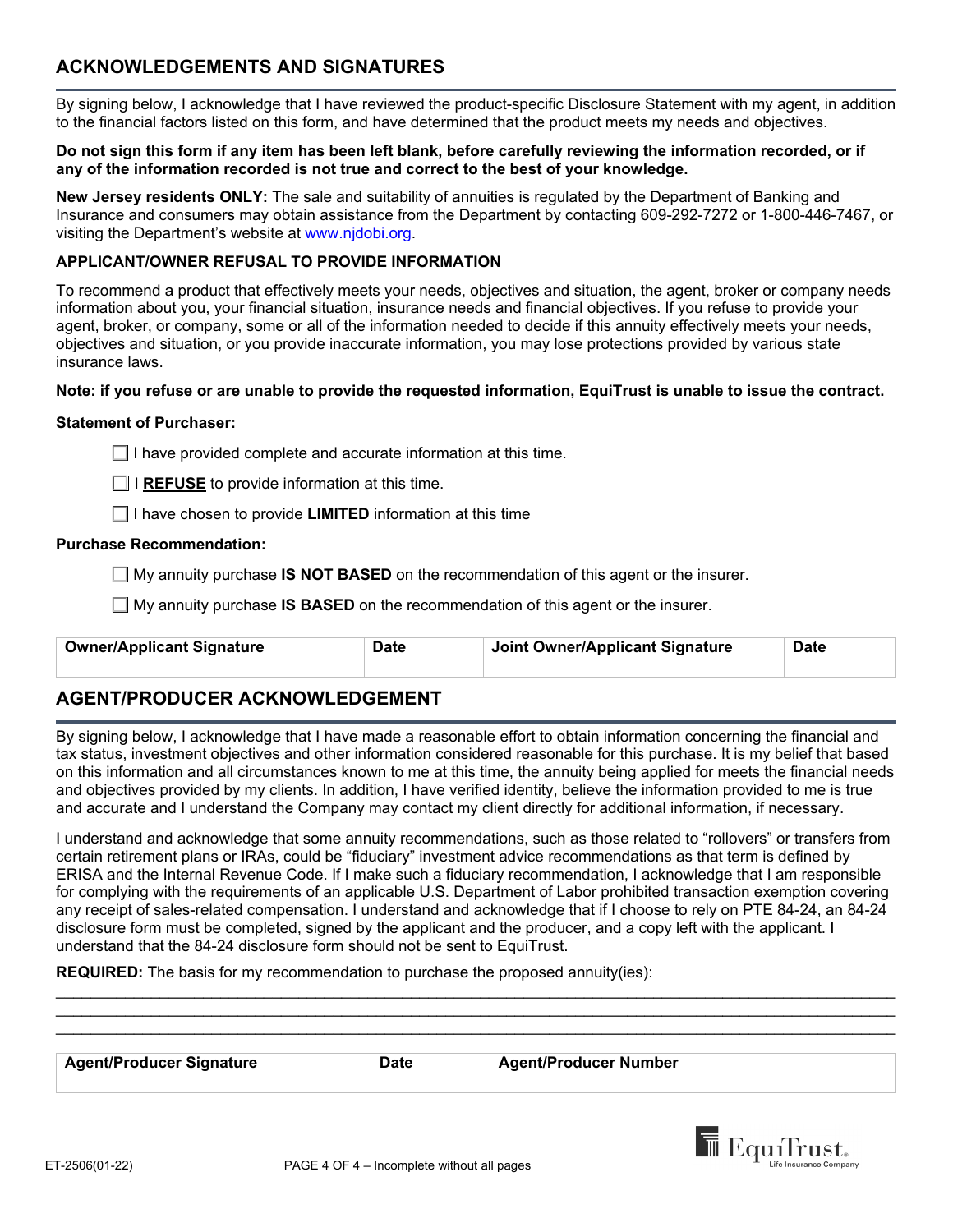## ACKNOWLEDGEMENTS AND SIGNATURES

By signing below, I acknowledge that I have reviewed the product-specific Disclosure Statement with my agent, in addition to the financial factors listed on this form, and have determined that the product meets my needs and objectives.

**Do not sign this form if any item has been left blank, before carefully reviewing the information recorded, or if any of the information recorded is not true and correct to the best of your knowledge.**

**New Jersey residents ONLY:** The sale and suitability of annuities is regulated by the Department of Banking and Insurance and consumers may obtain assistance from the Department by contacting 609-292-7272 or 1-800-446-7467, or visiting the Department's website at www.njdobi.org.

**APPLICANT/OWNER REFUSAL TO PROVIDE INFORMATION**

To recommend a product that effectively meets your needs, objectives and situation, the agent, broker or company needs information about you, your financial situation, insurance needs and financial objectives. If you refuse to provide your agent, broker, or company, some or all of the information needed to decide if this annuity effectively meets your needs, objectives and situation, or you provide inaccurate information, you may lose protections provided by various state insurance laws.

**Note: if you refuse or are unable to provide the requested information, EquiTrust is unable to issue the contract.**

**Statement of Purchaser:**

- ☐ I have provided complete and accurate information at this time.
- ☐ I **REFUSE** to provide information at this time.
- ☐ I have chosen to provide **LIMITED** information at this time

**Purchase Recommendation:**

- ☐ My annuity purchase **IS NOT BASED** on the recommendation of this agent or the insurer.
- ☐ My annuity purchase **IS BASED** on the recommendation of this agent or the insurer.

| Owner/Applicant Signature | Date | Joint Owner/Applicant Signature | Date |
|---|---|---|---|
| | | | |

## AGENT/PRODUCER ACKNOWLEDGEMENT

By signing below, I acknowledge that I have made a reasonable effort to obtain information concerning the financial and tax status, investment objectives and other information considered reasonable for this purchase. It is my belief that based on this information and all circumstances known to me at this time, the annuity being applied for meets the financial needs and objectives provided by my clients. In addition, I have verified identity, believe the information provided to me is true and accurate and I understand the Company may contact my client directly for additional information, if necessary.

I understand and acknowledge that some annuity recommendations, such as those related to "rollovers" or transfers from certain retirement plans or IRAs, could be "fiduciary" investment advice recommendations as that term is defined by ERISA and the Internal Revenue Code. If I make such a fiduciary recommendation, I acknowledge that I am responsible for complying with the requirements of an applicable U.S. Department of Labor prohibited transaction exemption covering any receipt of sales-related compensation. I understand and acknowledge that if I choose to rely on PTE 84-24, an 84-24 disclosure form must be completed, signed by the applicant and the producer, and a copy left with the applicant. I understand that the 84-24 disclosure form should not be sent to EquiTrust.

**REQUIRED:** The basis for my recommendation to purchase the proposed annuity(ies):

\_\_\_\_\_\_\_\_\_\_\_\_\_\_\_\_\_\_\_\_\_\_\_\_\_\_\_\_\_\_\_\_\_\_\_\_\_\_\_\_\_\_\_\_\_\_\_\_\_\_\_\_\_\_\_\_\_\_\_\_\_\_\_\_\_\_\_\_\_\_\_\_\_\_\_\_\_\_

\_\_\_\_\_\_\_\_\_\_\_\_\_\_\_\_\_\_\_\_\_\_\_\_\_\_\_\_\_\_\_\_\_\_\_\_\_\_\_\_\_\_\_\_\_\_\_\_\_\_\_\_\_\_\_\_\_\_\_\_\_\_\_\_\_\_\_\_\_\_\_\_\_\_\_\_\_\_

\_\_\_\_\_\_\_\_\_\_\_\_\_\_\_\_\_\_\_\_\_\_\_\_\_\_\_\_\_\_\_\_\_\_\_\_\_\_\_\_\_\_\_\_\_\_\_\_\_\_\_\_\_\_\_\_\_\_\_\_\_\_\_\_\_\_\_\_\_\_\_\_\_\_\_\_\_\_

| Agent/Producer Signature | Date | Agent/Producer Number |
|---|---|---|
| | | |

ET-2506(01-22)

PAGE 4 OF 4 – Incomplete without all pages

EquiTrust Life Insurance Company